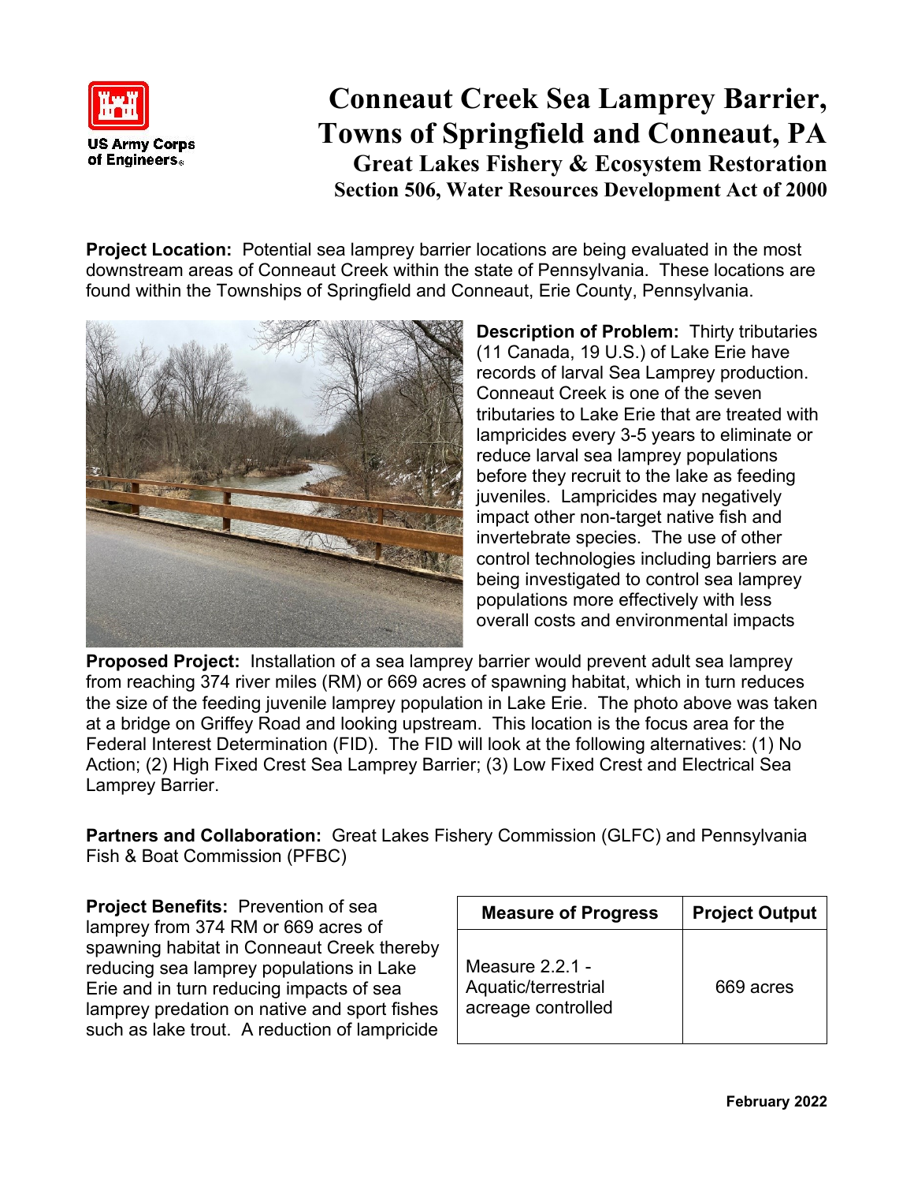# Conneaut Creek Sea Lamprey Barrier, Towns of Springfield and Conneaut, PA

## Great Lakes Fishery & Ecosystem Restoration

### Section 506, Water Resources Development Act of 2000

**Project Location:** Potential sea lamprey barrier locations are being evaluated in the most downstream areas of Conneaut Creek within the state of Pennsylvania. These locations are found within the Townships of Springfield and Conneaut, Erie County, Pennsylvania.

**Description of Problem:** Thirty tributaries (11 Canada, 19 U.S.) of Lake Erie have records of larval Sea Lamprey production. Conneaut Creek is one of the seven tributaries to Lake Erie that are treated with lampricides every 3-5 years to eliminate or reduce larval sea lamprey populations before they recruit to the lake as feeding juveniles. Lampricides may negatively impact other non-target native fish and invertebrate species. The use of other control technologies including barriers are being investigated to control sea lamprey populations more effectively with less overall costs and environmental impacts

**Proposed Project:** Installation of a sea lamprey barrier would prevent adult sea lamprey from reaching 374 river miles (RM) or 669 acres of spawning habitat, which in turn reduces the size of the feeding juvenile lamprey population in Lake Erie. The photo above was taken at a bridge on Griffey Road and looking upstream. This location is the focus area for the Federal Interest Determination (FID). The FID will look at the following alternatives: (1) No Action; (2) High Fixed Crest Sea Lamprey Barrier; (3) Low Fixed Crest and Electrical Sea Lamprey Barrier.

**Partners and Collaboration:** Great Lakes Fishery Commission (GLFC) and Pennsylvania Fish & Boat Commission (PFBC)

**Project Benefits:** Prevention of sea lamprey from 374 RM or 669 acres of spawning habitat in Conneaut Creek thereby reducing sea lamprey populations in Lake Erie and in turn reducing impacts of sea lamprey predation on native and sport fishes such as lake trout. A reduction of lampricide

| Measure of Progress | Project Output |
|---|---|
| Measure 2.2.1 - Aquatic/terrestrial acreage controlled | 669 acres |

February 2022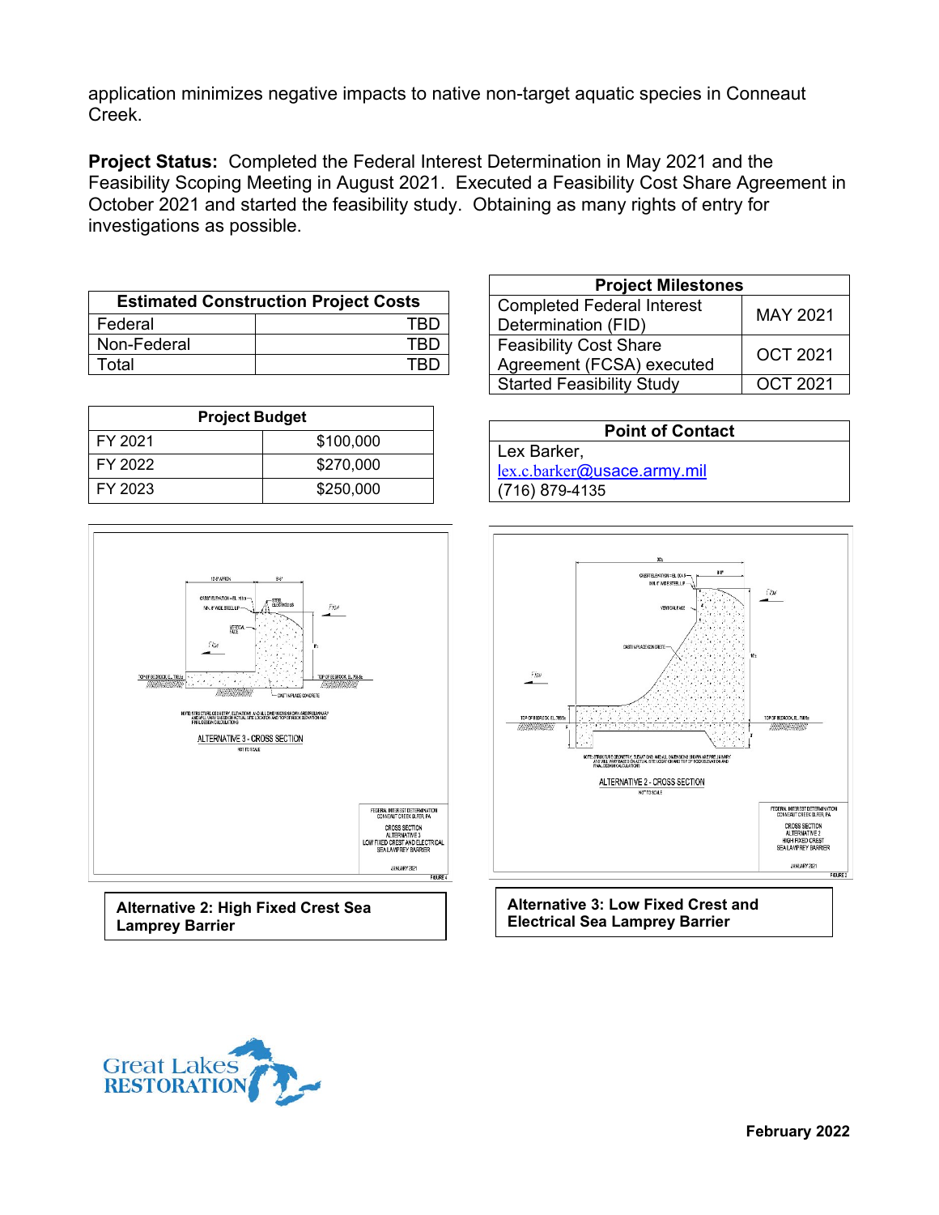application minimizes negative impacts to native non-target aquatic species in Conneaut Creek.

**Project Status:** Completed the Federal Interest Determination in May 2021 and the Feasibility Scoping Meeting in August 2021. Executed a Feasibility Cost Share Agreement in October 2021 and started the feasibility study. Obtaining as many rights of entry for investigations as possible.

| Estimated Construction Project Costs | |
|---|---|
| Federal | TBD |
| Non-Federal | TBD |
| Total | TBD |

| Project Milestones | |
|---|---|
| Completed Federal Interest Determination (FID) | MAY 2021 |
| Feasibility Cost Share Agreement (FCSA) executed | OCT 2021 |
| Started Feasibility Study | OCT 2021 |

| Project Budget | |
|---|---|
| FY 2021 | $100,000 |
| FY 2022 | $270,000 |
| FY 2023 | $250,000 |

| Point of Contact |
|---|
| Lex Barker, lex.c.barker@usace.army.mil (716) 879-4135 |

ALTERNATIVE 3 - CROSS SECTION

NOT TO SCALE

FEDERAL INTEREST DETERMINATION CONNEAUT CREEK GLFER, PA

CROSS SECTION ALTERNATIVE 3 LOW FIXED CREST AND ELECTRICAL SEA LAMPREY BARRIER

JANUARY 2021

FIGURE 4

**Alternative 2: High Fixed Crest Sea Lamprey Barrier**

ALTERNATIVE 2 - CROSS SECTION

NOT TO SCALE

FEDERAL INTEREST DETERMINATION CONNEAUT CREEK GLFER, PA

CROSS SECTION ALTERNATIVE 2 HIGH FIXED CREST SEA LAMPREY BARRIER

JANUARY 2021

FIGURE 2

**Alternative 3: Low Fixed Crest and Electrical Sea Lamprey Barrier**

February 2022